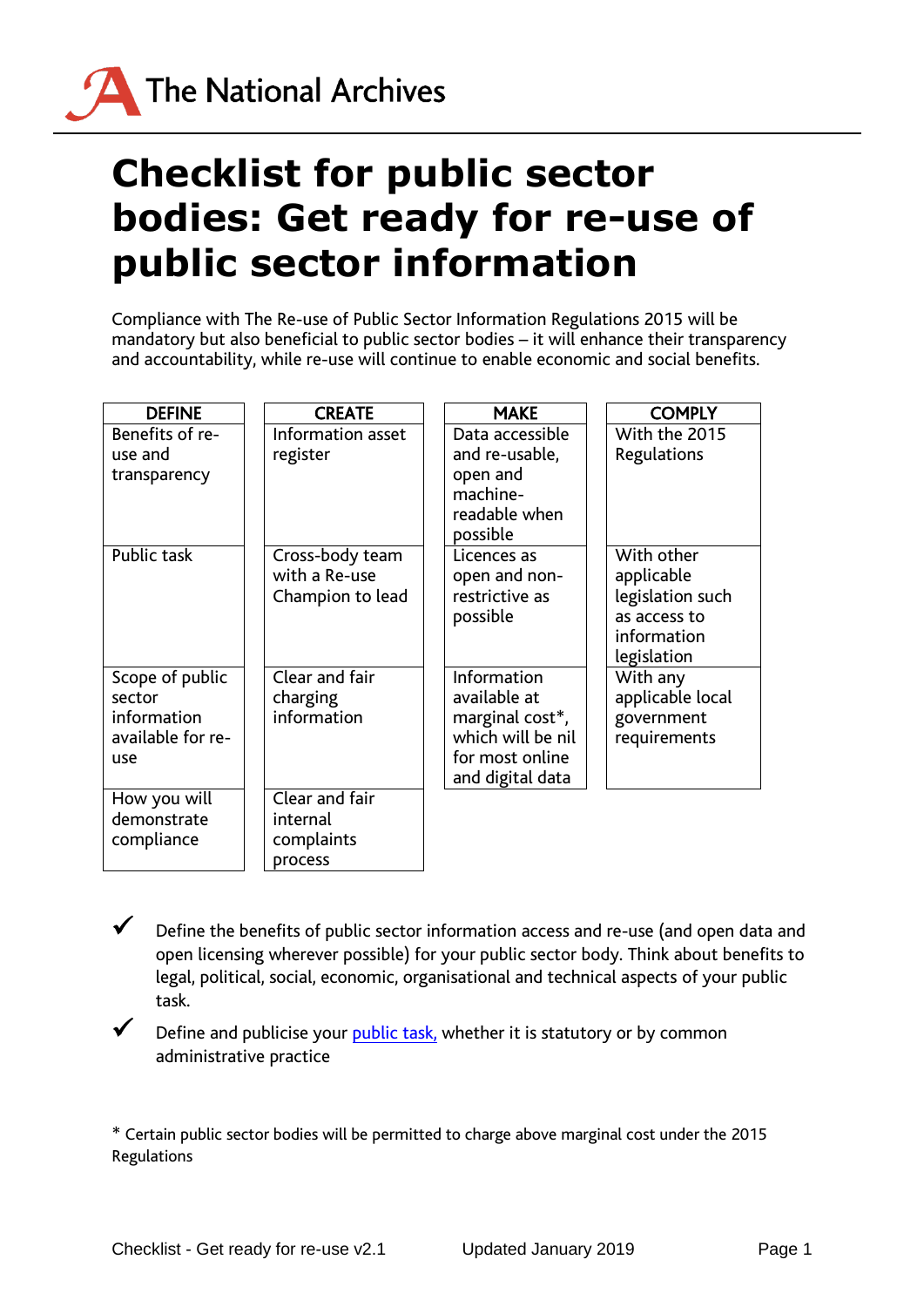The National Archives

# Checklist for public sector bodies: Get ready for re-use of public sector information

Compliance with The Re-use of Public Sector Information Regulations 2015 will be mandatory but also beneficial to public sector bodies – it will enhance their transparency and accountability, while re-use will continue to enable economic and social benefits.

| DEFINE | CREATE | MAKE | COMPLY |
|---|---|---|---|
| Benefits of re-use and transparency | Information asset register | Data accessible and re-usable, open and machine-readable when possible | With the 2015 Regulations |
| Public task | Cross-body team with a Re-use Champion to lead | Licences as open and non-restrictive as possible | With other applicable legislation such as access to information legislation |
| Scope of public sector information available for re-use | Clear and fair charging information | Information available at marginal cost*, which will be nil for most online and digital data | With any applicable local government requirements |
| How you will demonstrate compliance | Clear and fair internal complaints process | | |

- ✓ Define the benefits of public sector information access and re-use (and open data and open licensing wherever possible) for your public sector body. Think about benefits to legal, political, social, economic, organisational and technical aspects of your public task.
- ✓ Define and publicise your public task, whether it is statutory or by common administrative practice

\* Certain public sector bodies will be permitted to charge above marginal cost under the 2015 Regulations

Checklist - Get ready for re-use v2.1 Updated January 2019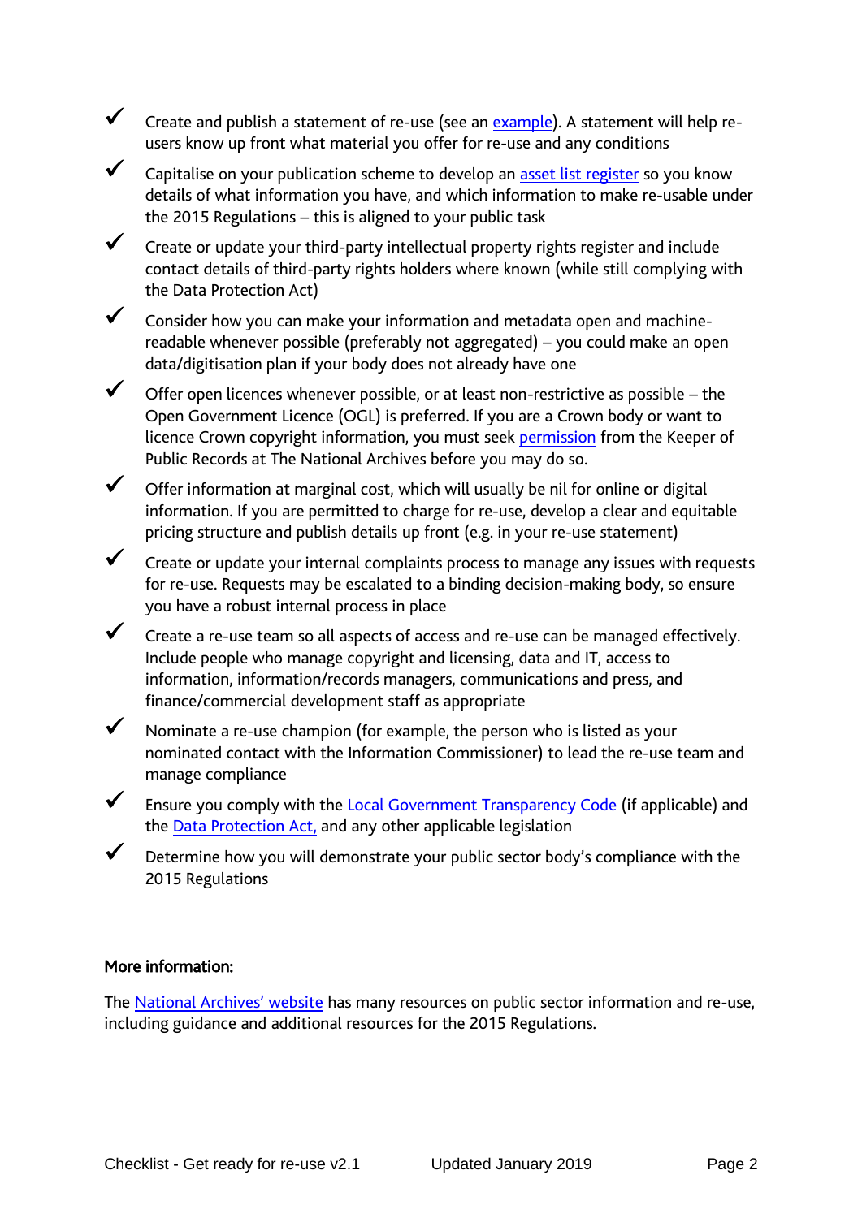- ✓ Create and publish a statement of re-use (see an example). A statement will help re-users know up front what material you offer for re-use and any conditions
- ✓ Capitalise on your publication scheme to develop an asset list register so you know details of what information you have, and which information to make re-usable under the 2015 Regulations – this is aligned to your public task
- ✓ Create or update your third-party intellectual property rights register and include contact details of third-party rights holders where known (while still complying with the Data Protection Act)
- ✓ Consider how you can make your information and metadata open and machine-readable whenever possible (preferably not aggregated) – you could make an open data/digitisation plan if your body does not already have one
- ✓ Offer open licences whenever possible, or at least non-restrictive as possible – the Open Government Licence (OGL) is preferred. If you are a Crown body or want to licence Crown copyright information, you must seek permission from the Keeper of Public Records at The National Archives before you may do so.
- ✓ Offer information at marginal cost, which will usually be nil for online or digital information. If you are permitted to charge for re-use, develop a clear and equitable pricing structure and publish details up front (e.g. in your re-use statement)
- ✓ Create or update your internal complaints process to manage any issues with requests for re-use. Requests may be escalated to a binding decision-making body, so ensure you have a robust internal process in place
- ✓ Create a re-use team so all aspects of access and re-use can be managed effectively. Include people who manage copyright and licensing, data and IT, access to information, information/records managers, communications and press, and finance/commercial development staff as appropriate
- ✓ Nominate a re-use champion (for example, the person who is listed as your nominated contact with the Information Commissioner) to lead the re-use team and manage compliance
- ✓ Ensure you comply with the Local Government Transparency Code (if applicable) and the Data Protection Act, and any other applicable legislation
- ✓ Determine how you will demonstrate your public sector body's compliance with the 2015 Regulations

**More information:**

The National Archives' website has many resources on public sector information and re-use, including guidance and additional resources for the 2015 Regulations.